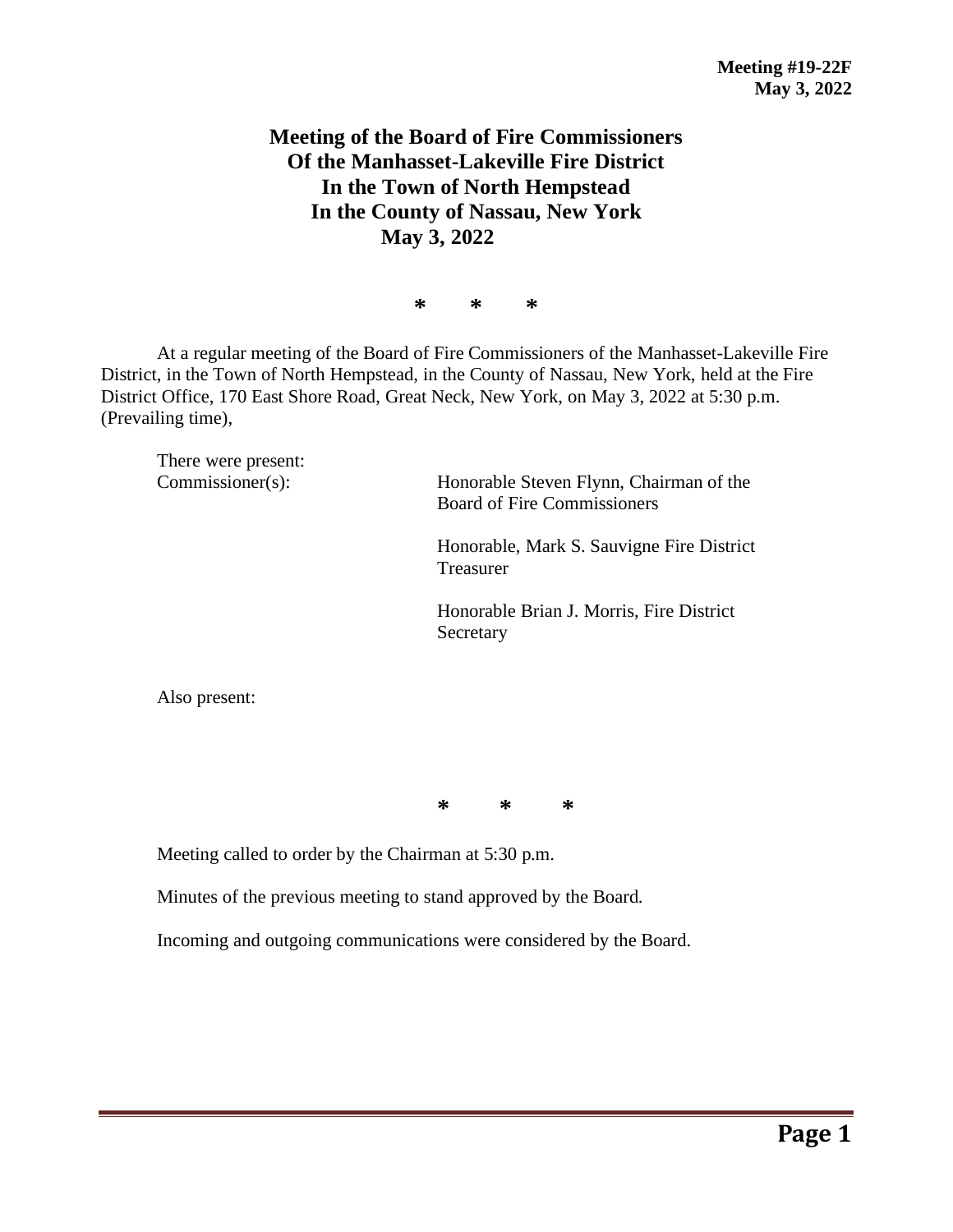**Meeting #19-22F**
**May 3, 2022**

# Meeting of the Board of Fire Commissioners Of the Manhasset-Lakeville Fire District In the Town of North Hempstead In the County of Nassau, New York May 3, 2022

\* \* \*

At a regular meeting of the Board of Fire Commissioners of the Manhasset-Lakeville Fire District, in the Town of North Hempstead, in the County of Nassau, New York, held at the Fire District Office, 170 East Shore Road, Great Neck, New York, on May 3, 2022 at 5:30 p.m. (Prevailing time),

There were present:

Commissioner(s):

Honorable Steven Flynn, Chairman of the Board of Fire Commissioners

Honorable, Mark S. Sauvigne Fire District Treasurer

Honorable Brian J. Morris, Fire District Secretary

Also present:

\* \* \*

Meeting called to order by the Chairman at 5:30 p.m.

Minutes of the previous meeting to stand approved by the Board.

Incoming and outgoing communications were considered by the Board.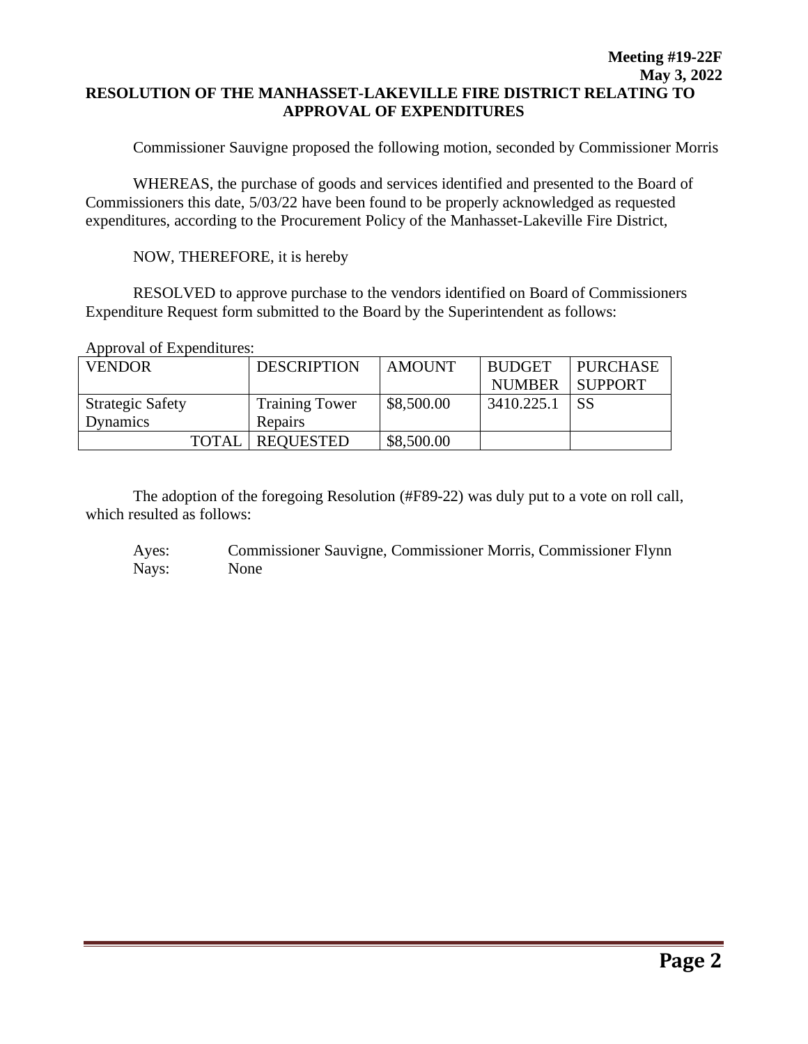**Meeting #19-22F**
**May 3, 2022**

# RESOLUTION OF THE MANHASSET-LAKEVILLE FIRE DISTRICT RELATING TO APPROVAL OF EXPENDITURES

Commissioner Sauvigne proposed the following motion, seconded by Commissioner Morris

WHEREAS, the purchase of goods and services identified and presented to the Board of Commissioners this date, 5/03/22 have been found to be properly acknowledged as requested expenditures, according to the Procurement Policy of the Manhasset-Lakeville Fire District,

NOW, THEREFORE, it is hereby

RESOLVED to approve purchase to the vendors identified on Board of Commissioners Expenditure Request form submitted to the Board by the Superintendent as follows:

Approval of Expenditures:

| VENDOR | DESCRIPTION | AMOUNT | BUDGET NUMBER | PURCHASE SUPPORT |
|---|---|---|---|---|
| Strategic Safety Dynamics | Training Tower Repairs | $8,500.00 | 3410.225.1 | SS |
| TOTAL | REQUESTED | $8,500.00 | | |

The adoption of the foregoing Resolution (#F89-22) was duly put to a vote on roll call, which resulted as follows:

Ayes: Commissioner Sauvigne, Commissioner Morris, Commissioner Flynn
Nays: None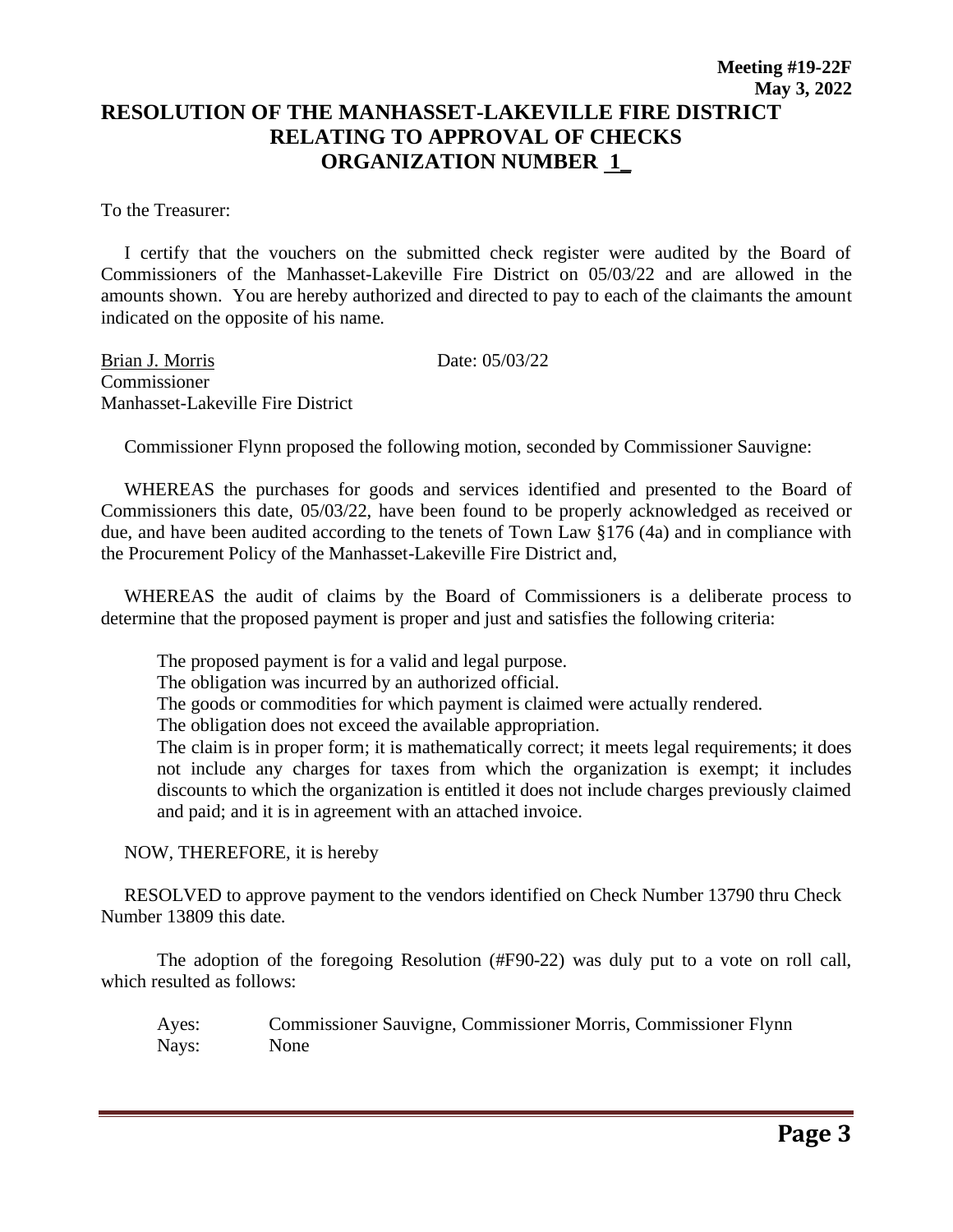**Meeting #19-22F**
**May 3, 2022**

# RESOLUTION OF THE MANHASSET-LAKEVILLE FIRE DISTRICT RELATING TO APPROVAL OF CHECKS ORGANIZATION NUMBER 1_

To the Treasurer:

I certify that the vouchers on the submitted check register were audited by the Board of Commissioners of the Manhasset-Lakeville Fire District on 05/03/22 and are allowed in the amounts shown. You are hereby authorized and directed to pay to each of the claimants the amount indicated on the opposite of his name.

Brian J. Morris Date: 05/03/22
Commissioner
Manhasset-Lakeville Fire District

Commissioner Flynn proposed the following motion, seconded by Commissioner Sauvigne:

WHEREAS the purchases for goods and services identified and presented to the Board of Commissioners this date, 05/03/22, have been found to be properly acknowledged as received or due, and have been audited according to the tenets of Town Law §176 (4a) and in compliance with the Procurement Policy of the Manhasset-Lakeville Fire District and,

WHEREAS the audit of claims by the Board of Commissioners is a deliberate process to determine that the proposed payment is proper and just and satisfies the following criteria:

The proposed payment is for a valid and legal purpose.
The obligation was incurred by an authorized official.
The goods or commodities for which payment is claimed were actually rendered.
The obligation does not exceed the available appropriation.
The claim is in proper form; it is mathematically correct; it meets legal requirements; it does not include any charges for taxes from which the organization is exempt; it includes discounts to which the organization is entitled it does not include charges previously claimed and paid; and it is in agreement with an attached invoice.

NOW, THEREFORE, it is hereby

RESOLVED to approve payment to the vendors identified on Check Number 13790 thru Check Number 13809 this date.

The adoption of the foregoing Resolution (#F90-22) was duly put to a vote on roll call, which resulted as follows:

Ayes: Commissioner Sauvigne, Commissioner Morris, Commissioner Flynn
Nays: None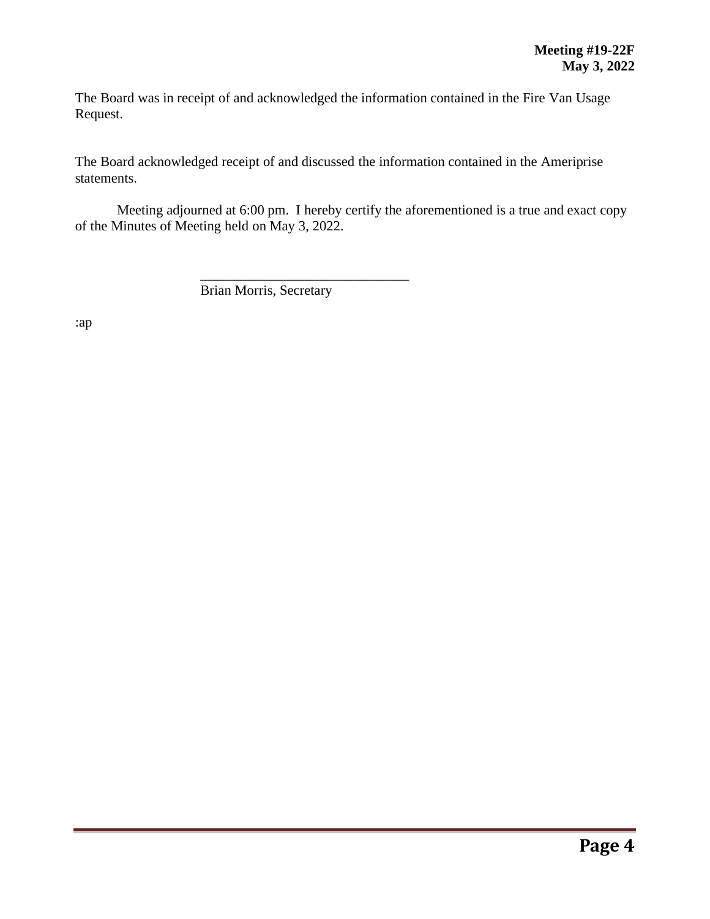The Board was in receipt of and acknowledged the information contained in the Fire Van Usage Request.

The Board acknowledged receipt of and discussed the information contained in the Ameriprise statements.

Meeting adjourned at 6:00 pm. I hereby certify the aforementioned is a true and exact copy of the Minutes of Meeting held on May 3, 2022.

______________________________
Brian Morris, Secretary

:ap